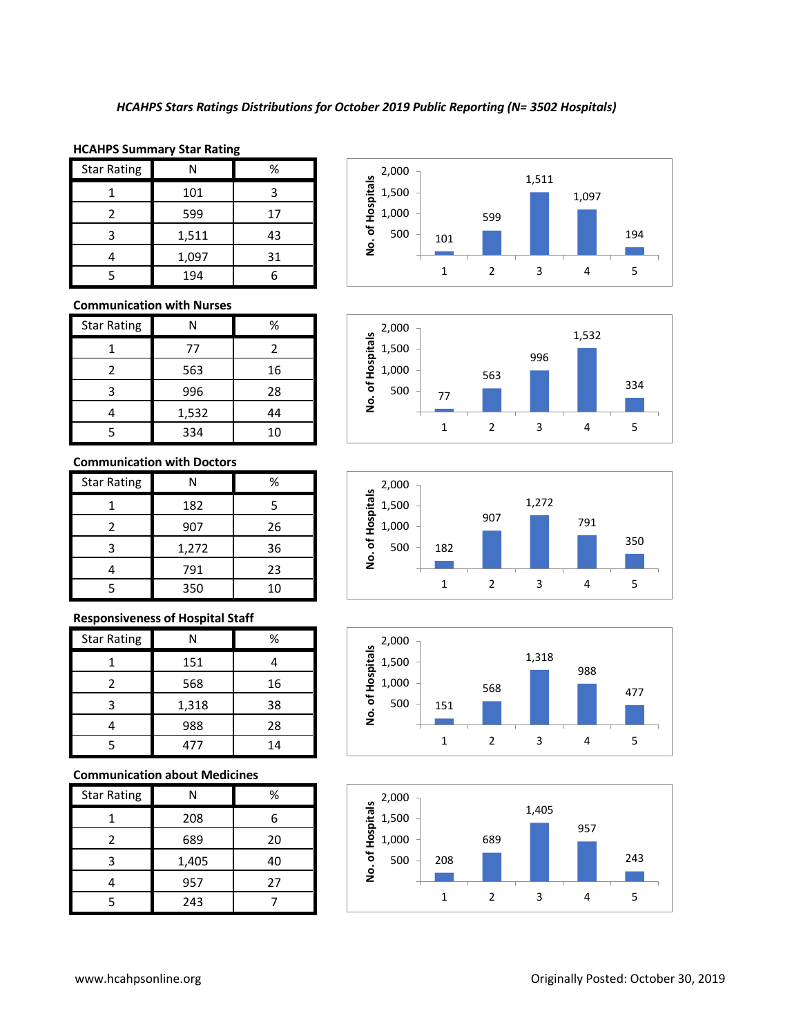*HCAHPS Stars Ratings Distributions for October 2019 Public Reporting (N= 3502 Hospitals)*

**HCAHPS Summary Star Rating**

| Star Rating | N | % |
|---|---|---|
| 1 | 101 | 3 |
| 2 | 599 | 17 |
| 3 | 1,511 | 43 |
| 4 | 1,097 | 31 |
| 5 | 194 | 6 |

**Communication with Nurses**

| Star Rating | N | % |
|---|---|---|
| 1 | 77 | 2 |
| 2 | 563 | 16 |
| 3 | 996 | 28 |
| 4 | 1,532 | 44 |
| 5 | 334 | 10 |

**Communication with Doctors**

| Star Rating | N | % |
|---|---|---|
| 1 | 182 | 5 |
| 2 | 907 | 26 |
| 3 | 1,272 | 36 |
| 4 | 791 | 23 |
| 5 | 350 | 10 |

**Responsiveness of Hospital Staff**

| Star Rating | N | % |
|---|---|---|
| 1 | 151 | 4 |
| 2 | 568 | 16 |
| 3 | 1,318 | 38 |
| 4 | 988 | 28 |
| 5 | 477 | 14 |

**Communication about Medicines**

| Star Rating | N | % |
|---|---|---|
| 1 | 208 | 6 |
| 2 | 689 | 20 |
| 3 | 1,405 | 40 |
| 4 | 957 | 27 |
| 5 | 243 | 7 |

www.hcahpsonline.org

Originally Posted: October 30, 2019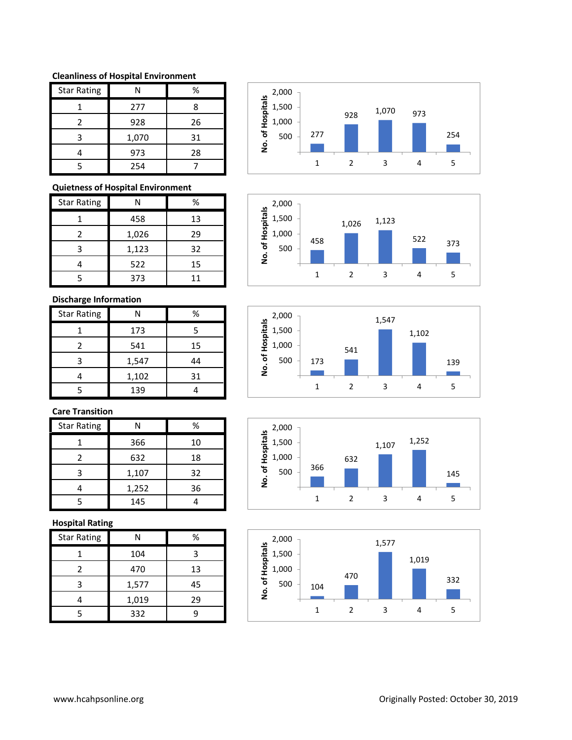### Cleanliness of Hospital Environment

| Star Rating | N | % |
|---|---|---|
| 1 | 277 | 8 |
| 2 | 928 | 26 |
| 3 | 1,070 | 31 |
| 4 | 973 | 28 |
| 5 | 254 | 7 |

### Quietness of Hospital Environment

| Star Rating | N | % |
|---|---|---|
| 1 | 458 | 13 |
| 2 | 1,026 | 29 |
| 3 | 1,123 | 32 |
| 4 | 522 | 15 |
| 5 | 373 | 11 |

### Discharge Information

| Star Rating | N | % |
|---|---|---|
| 1 | 173 | 5 |
| 2 | 541 | 15 |
| 3 | 1,547 | 44 |
| 4 | 1,102 | 31 |
| 5 | 139 | 4 |

### Care Transition

| Star Rating | N | % |
|---|---|---|
| 1 | 366 | 10 |
| 2 | 632 | 18 |
| 3 | 1,107 | 32 |
| 4 | 1,252 | 36 |
| 5 | 145 | 4 |

### Hospital Rating

| Star Rating | N | % |
|---|---|---|
| 1 | 104 | 3 |
| 2 | 470 | 13 |
| 3 | 1,577 | 45 |
| 4 | 1,019 | 29 |
| 5 | 332 | 9 |

www.hcahpsonline.org

Originally Posted: October 30, 2019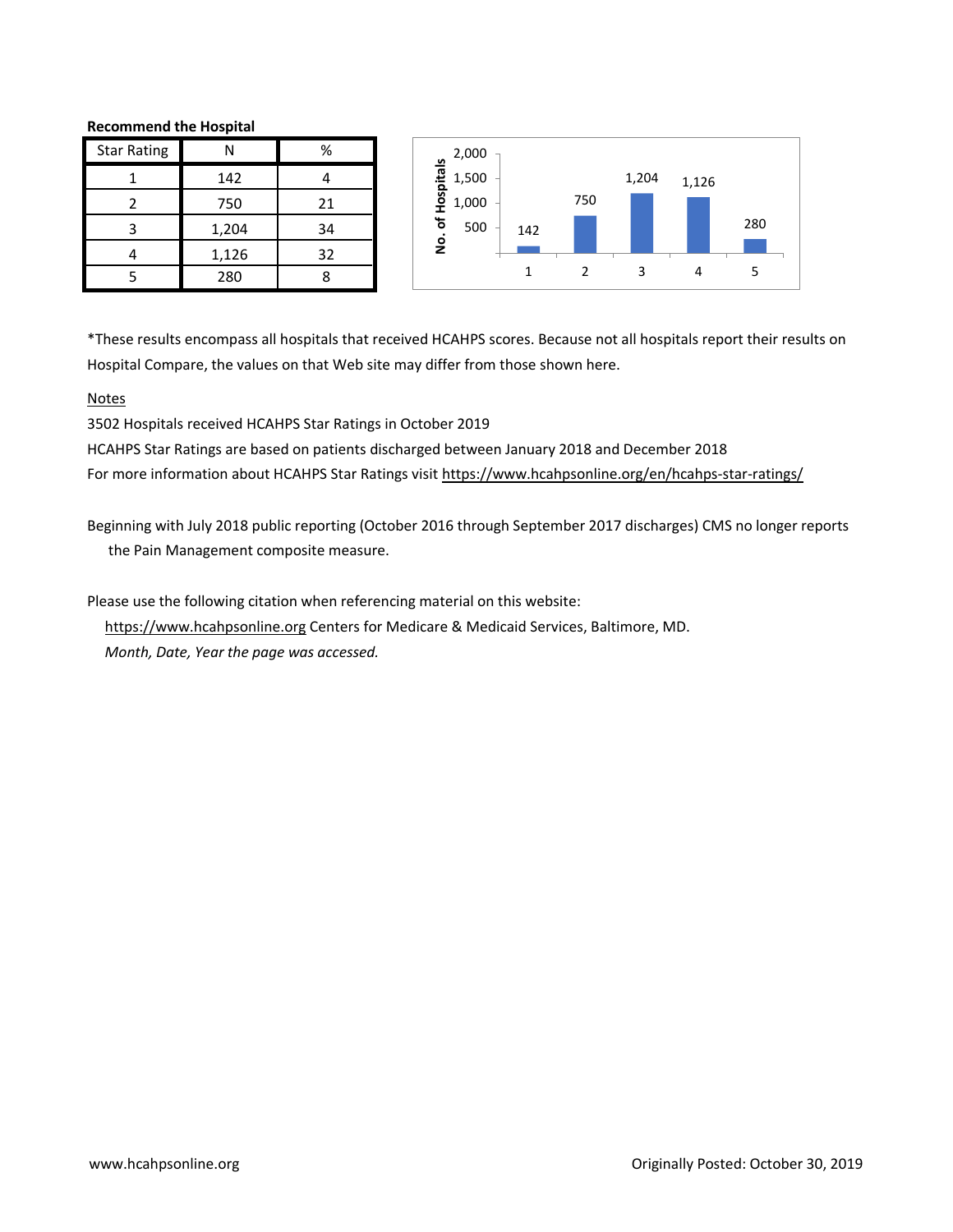**Recommend the Hospital**

| Star Rating | N | % |
| --- | --- | --- |
| 1 | 142 | 4 |
| 2 | 750 | 21 |
| 3 | 1,204 | 34 |
| 4 | 1,126 | 32 |
| 5 | 280 | 8 |

No. of Hospitals
2,000
1,500
1,000
500
142
750
1,204
1,126
280
1
2
3
4
5

*These results encompass all hospitals that received HCAHPS scores. Because not all hospitals report their results on Hospital Compare, the values on that Web site may differ from those shown here.

Notes

3502 Hospitals received HCAHPS Star Ratings in October 2019

HCAHPS Star Ratings are based on patients discharged between January 2018 and December 2018

For more information about HCAHPS Star Ratings visit https://www.hcahpsonline.org/en/hcahps-star-ratings/

Beginning with July 2018 public reporting (October 2016 through September 2017 discharges) CMS no longer reports the Pain Management composite measure.

Please use the following citation when referencing material on this website:

https://www.hcahpsonline.org Centers for Medicare & Medicaid Services, Baltimore, MD.
*Month, Date, Year the page was accessed.*

www.hcahpsonline.org Originally Posted: October 30, 2019